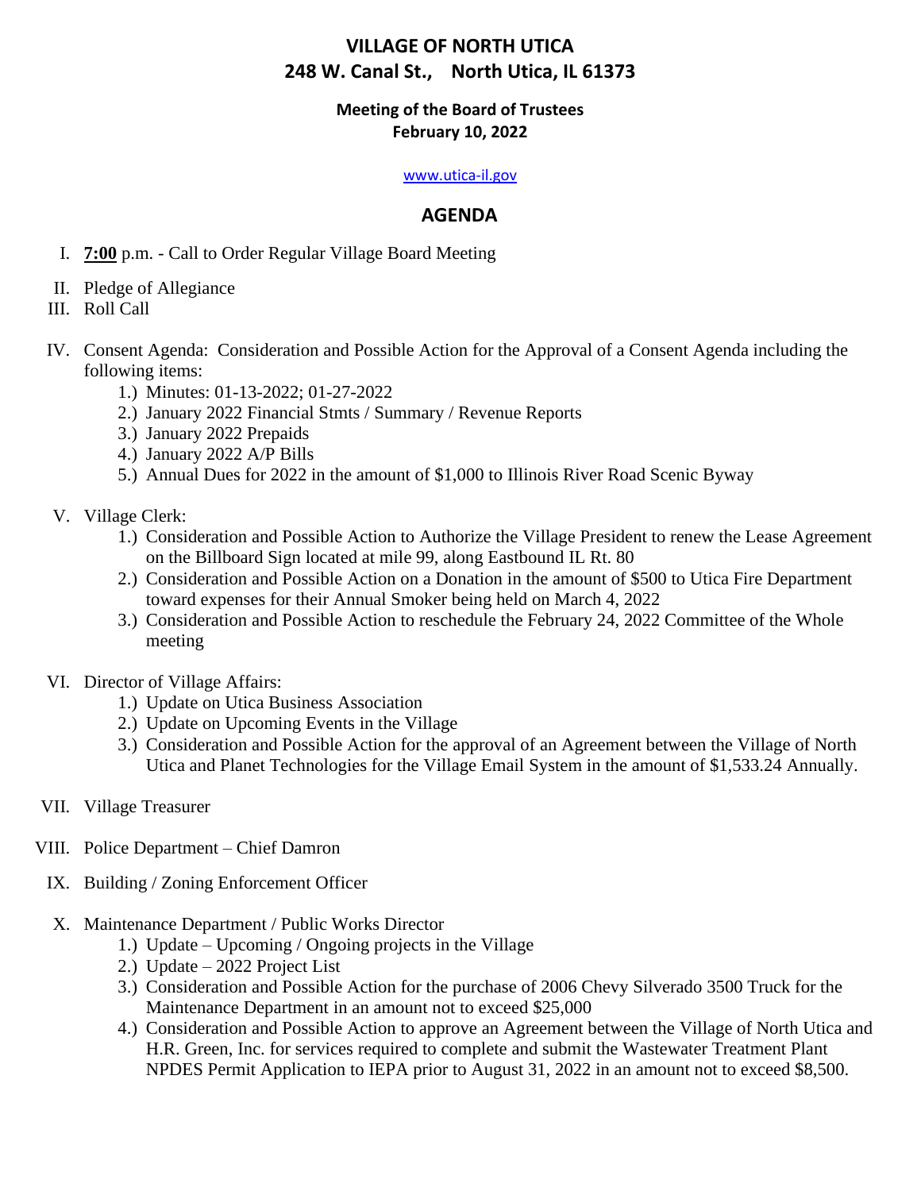# VILLAGE OF NORTH UTICA
## 248 W. Canal St., North Utica, IL 61373

### Meeting of the Board of Trustees
### February 10, 2022

www.utica-il.gov

## AGENDA

I. **7:00** p.m. - Call to Order Regular Village Board Meeting

II. Pledge of Allegiance

III. Roll Call

IV. Consent Agenda: Consideration and Possible Action for the Approval of a Consent Agenda including the following items:
   1.) Minutes: 01-13-2022; 01-27-2022
   2.) January 2022 Financial Stmts / Summary / Revenue Reports
   3.) January 2022 Prepaids
   4.) January 2022 A/P Bills
   5.) Annual Dues for 2022 in the amount of $1,000 to Illinois River Road Scenic Byway

V. Village Clerk:
   1.) Consideration and Possible Action to Authorize the Village President to renew the Lease Agreement on the Billboard Sign located at mile 99, along Eastbound IL Rt. 80
   2.) Consideration and Possible Action on a Donation in the amount of $500 to Utica Fire Department toward expenses for their Annual Smoker being held on March 4, 2022
   3.) Consideration and Possible Action to reschedule the February 24, 2022 Committee of the Whole meeting

VI. Director of Village Affairs:
   1.) Update on Utica Business Association
   2.) Update on Upcoming Events in the Village
   3.) Consideration and Possible Action for the approval of an Agreement between the Village of North Utica and Planet Technologies for the Village Email System in the amount of $1,533.24 Annually.

VII. Village Treasurer

VIII. Police Department – Chief Damron

IX. Building / Zoning Enforcement Officer

X. Maintenance Department / Public Works Director
   1.) Update – Upcoming / Ongoing projects in the Village
   2.) Update – 2022 Project List
   3.) Consideration and Possible Action for the purchase of 2006 Chevy Silverado 3500 Truck for the Maintenance Department in an amount not to exceed $25,000
   4.) Consideration and Possible Action to approve an Agreement between the Village of North Utica and H.R. Green, Inc. for services required to complete and submit the Wastewater Treatment Plant NPDES Permit Application to IEPA prior to August 31, 2022 in an amount not to exceed $8,500.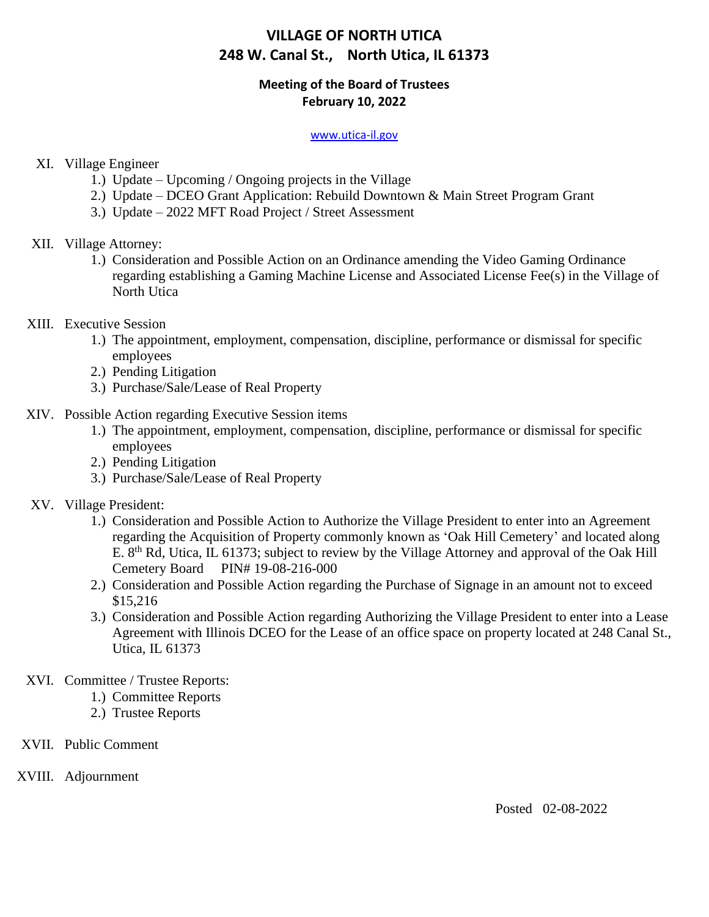# VILLAGE OF NORTH UTICA
## 248 W. Canal St., North Utica, IL 61373

### Meeting of the Board of Trustees
### February 10, 2022

www.utica-il.gov

XI. Village Engineer
   1.) Update – Upcoming / Ongoing projects in the Village
   2.) Update – DCEO Grant Application: Rebuild Downtown & Main Street Program Grant
   3.) Update – 2022 MFT Road Project / Street Assessment

XII. Village Attorney:
   1.) Consideration and Possible Action on an Ordinance amending the Video Gaming Ordinance regarding establishing a Gaming Machine License and Associated License Fee(s) in the Village of North Utica

XIII. Executive Session
   1.) The appointment, employment, compensation, discipline, performance or dismissal for specific employees
   2.) Pending Litigation
   3.) Purchase/Sale/Lease of Real Property

XIV. Possible Action regarding Executive Session items
   1.) The appointment, employment, compensation, discipline, performance or dismissal for specific employees
   2.) Pending Litigation
   3.) Purchase/Sale/Lease of Real Property

XV. Village President:
   1.) Consideration and Possible Action to Authorize the Village President to enter into an Agreement regarding the Acquisition of Property commonly known as 'Oak Hill Cemetery' and located along E. 8th Rd, Utica, IL 61373; subject to review by the Village Attorney and approval of the Oak Hill Cemetery Board PIN# 19-08-216-000
   2.) Consideration and Possible Action regarding the Purchase of Signage in an amount not to exceed $15,216
   3.) Consideration and Possible Action regarding Authorizing the Village President to enter into a Lease Agreement with Illinois DCEO for the Lease of an office space on property located at 248 Canal St., Utica, IL 61373

XVI. Committee / Trustee Reports:
   1.) Committee Reports
   2.) Trustee Reports

XVII. Public Comment

XVIII. Adjournment

Posted 02-08-2022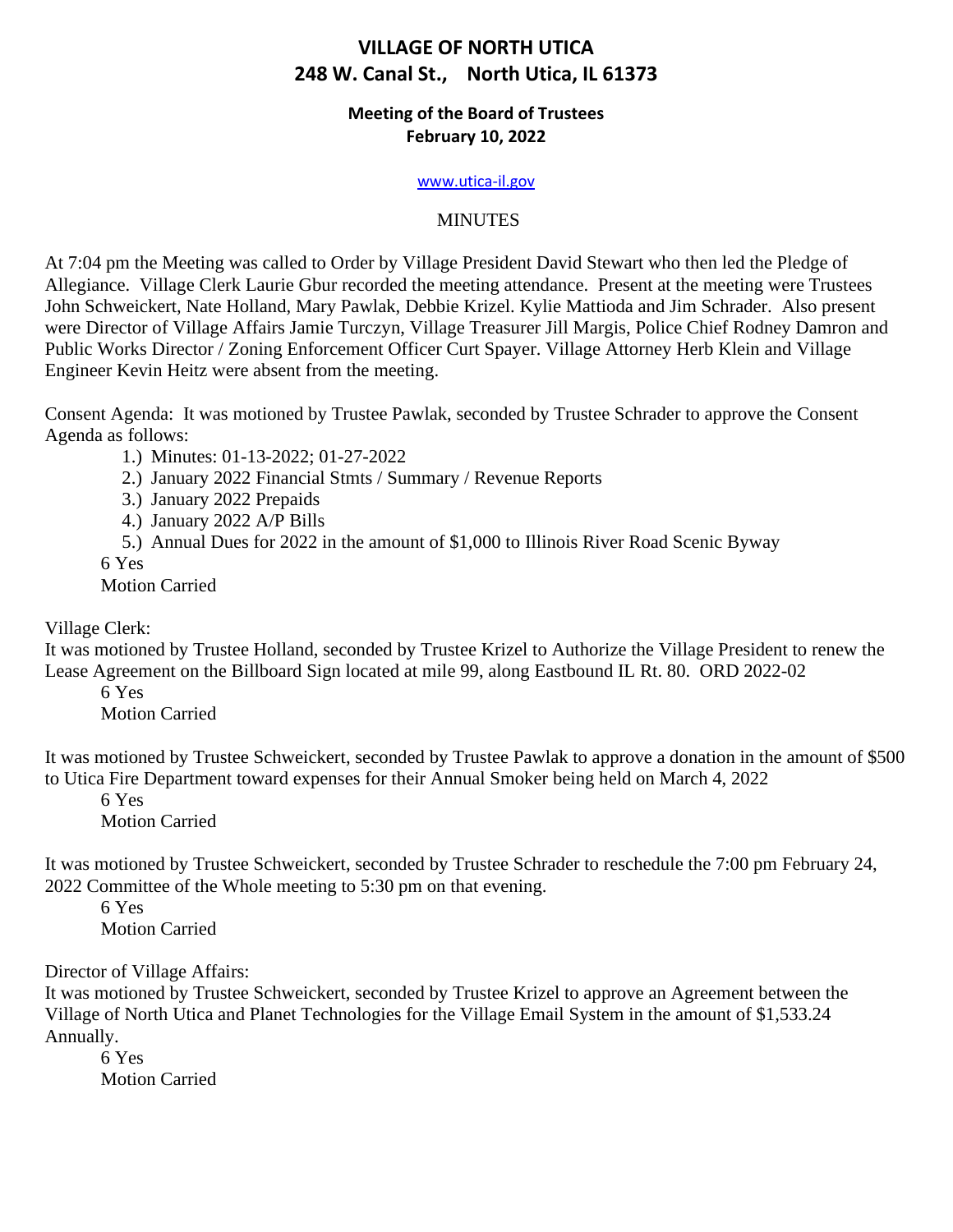# VILLAGE OF NORTH UTICA
# 248 W. Canal St., North Utica, IL 61373

### Meeting of the Board of Trustees
### February 10, 2022

www.utica-il.gov

MINUTES

At 7:04 pm the Meeting was called to Order by Village President David Stewart who then led the Pledge of Allegiance. Village Clerk Laurie Gbur recorded the meeting attendance. Present at the meeting were Trustees John Schweickert, Nate Holland, Mary Pawlak, Debbie Krizel. Kylie Mattioda and Jim Schrader. Also present were Director of Village Affairs Jamie Turczyn, Village Treasurer Jill Margis, Police Chief Rodney Damron and Public Works Director / Zoning Enforcement Officer Curt Spayer. Village Attorney Herb Klein and Village Engineer Kevin Heitz were absent from the meeting.

Consent Agenda: It was motioned by Trustee Pawlak, seconded by Trustee Schrader to approve the Consent Agenda as follows:

1.) Minutes: 01-13-2022; 01-27-2022
2.) January 2022 Financial Stmts / Summary / Revenue Reports
3.) January 2022 Prepaids
4.) January 2022 A/P Bills
5.) Annual Dues for 2022 in the amount of $1,000 to Illinois River Road Scenic Byway

6 Yes
Motion Carried

Village Clerk:

It was motioned by Trustee Holland, seconded by Trustee Krizel to Authorize the Village President to renew the Lease Agreement on the Billboard Sign located at mile 99, along Eastbound IL Rt. 80. ORD 2022-02

6 Yes
Motion Carried

It was motioned by Trustee Schweickert, seconded by Trustee Pawlak to approve a donation in the amount of $500 to Utica Fire Department toward expenses for their Annual Smoker being held on March 4, 2022

6 Yes
Motion Carried

It was motioned by Trustee Schweickert, seconded by Trustee Schrader to reschedule the 7:00 pm February 24, 2022 Committee of the Whole meeting to 5:30 pm on that evening.

6 Yes
Motion Carried

Director of Village Affairs:

It was motioned by Trustee Schweickert, seconded by Trustee Krizel to approve an Agreement between the Village of North Utica and Planet Technologies for the Village Email System in the amount of $1,533.24 Annually.

6 Yes
Motion Carried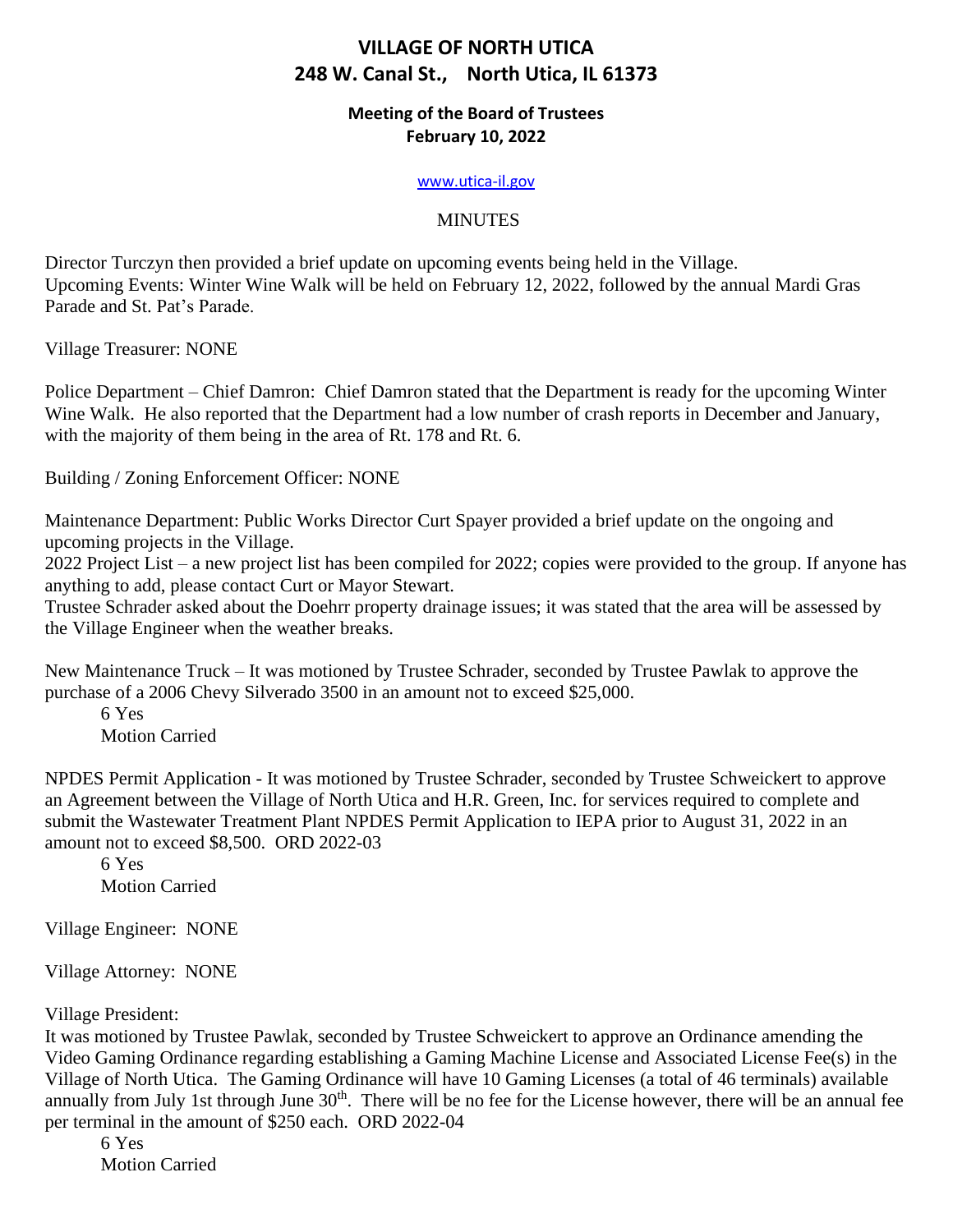# VILLAGE OF NORTH UTICA
# 248 W. Canal St., North Utica, IL 61373

### Meeting of the Board of Trustees
### February 10, 2022

www.utica-il.gov

MINUTES

Director Turczyn then provided a brief update on upcoming events being held in the Village.
Upcoming Events: Winter Wine Walk will be held on February 12, 2022, followed by the annual Mardi Gras Parade and St. Pat's Parade.

Village Treasurer: NONE

Police Department – Chief Damron: Chief Damron stated that the Department is ready for the upcoming Winter Wine Walk. He also reported that the Department had a low number of crash reports in December and January, with the majority of them being in the area of Rt. 178 and Rt. 6.

Building / Zoning Enforcement Officer: NONE

Maintenance Department: Public Works Director Curt Spayer provided a brief update on the ongoing and upcoming projects in the Village.
2022 Project List – a new project list has been compiled for 2022; copies were provided to the group. If anyone has anything to add, please contact Curt or Mayor Stewart.
Trustee Schrader asked about the Doehrr property drainage issues; it was stated that the area will be assessed by the Village Engineer when the weather breaks.

New Maintenance Truck – It was motioned by Trustee Schrader, seconded by Trustee Pawlak to approve the purchase of a 2006 Chevy Silverado 3500 in an amount not to exceed $25,000.

6 Yes
Motion Carried

NPDES Permit Application - It was motioned by Trustee Schrader, seconded by Trustee Schweickert to approve an Agreement between the Village of North Utica and H.R. Green, Inc. for services required to complete and submit the Wastewater Treatment Plant NPDES Permit Application to IEPA prior to August 31, 2022 in an amount not to exceed $8,500. ORD 2022-03

6 Yes
Motion Carried

Village Engineer: NONE

Village Attorney: NONE

Village President:
It was motioned by Trustee Pawlak, seconded by Trustee Schweickert to approve an Ordinance amending the Video Gaming Ordinance regarding establishing a Gaming Machine License and Associated License Fee(s) in the Village of North Utica. The Gaming Ordinance will have 10 Gaming Licenses (a total of 46 terminals) available annually from July 1st through June 30th. There will be no fee for the License however, there will be an annual fee per terminal in the amount of $250 each. ORD 2022-04

6 Yes
Motion Carried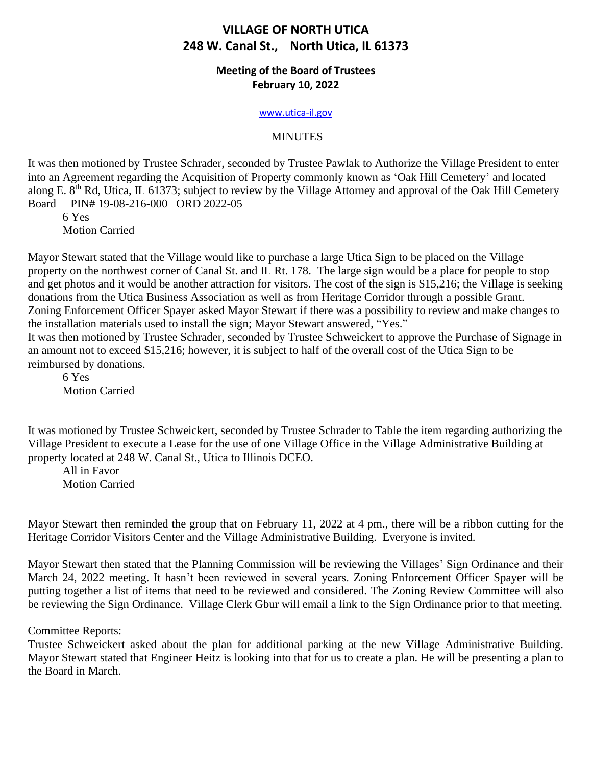# VILLAGE OF NORTH UTICA
# 248 W. Canal St., North Utica, IL 61373

### Meeting of the Board of Trustees
### February 10, 2022

www.utica-il.gov

MINUTES

It was then motioned by Trustee Schrader, seconded by Trustee Pawlak to Authorize the Village President to enter into an Agreement regarding the Acquisition of Property commonly known as 'Oak Hill Cemetery' and located along E. 8th Rd, Utica, IL 61373; subject to review by the Village Attorney and approval of the Oak Hill Cemetery Board PIN# 19-08-216-000 ORD 2022-05

6 Yes
Motion Carried

Mayor Stewart stated that the Village would like to purchase a large Utica Sign to be placed on the Village property on the northwest corner of Canal St. and IL Rt. 178. The large sign would be a place for people to stop and get photos and it would be another attraction for visitors. The cost of the sign is $15,216; the Village is seeking donations from the Utica Business Association as well as from Heritage Corridor through a possible Grant. Zoning Enforcement Officer Spayer asked Mayor Stewart if there was a possibility to review and make changes to the installation materials used to install the sign; Mayor Stewart answered, "Yes."

It was then motioned by Trustee Schrader, seconded by Trustee Schweickert to approve the Purchase of Signage in an amount not to exceed $15,216; however, it is subject to half of the overall cost of the Utica Sign to be reimbursed by donations.

6 Yes
Motion Carried

It was motioned by Trustee Schweickert, seconded by Trustee Schrader to Table the item regarding authorizing the Village President to execute a Lease for the use of one Village Office in the Village Administrative Building at property located at 248 W. Canal St., Utica to Illinois DCEO.

All in Favor
Motion Carried

Mayor Stewart then reminded the group that on February 11, 2022 at 4 pm., there will be a ribbon cutting for the Heritage Corridor Visitors Center and the Village Administrative Building. Everyone is invited.

Mayor Stewart then stated that the Planning Commission will be reviewing the Villages' Sign Ordinance and their March 24, 2022 meeting. It hasn't been reviewed in several years. Zoning Enforcement Officer Spayer will be putting together a list of items that need to be reviewed and considered. The Zoning Review Committee will also be reviewing the Sign Ordinance. Village Clerk Gbur will email a link to the Sign Ordinance prior to that meeting.

Committee Reports:

Trustee Schweickert asked about the plan for additional parking at the new Village Administrative Building. Mayor Stewart stated that Engineer Heitz is looking into that for us to create a plan. He will be presenting a plan to the Board in March.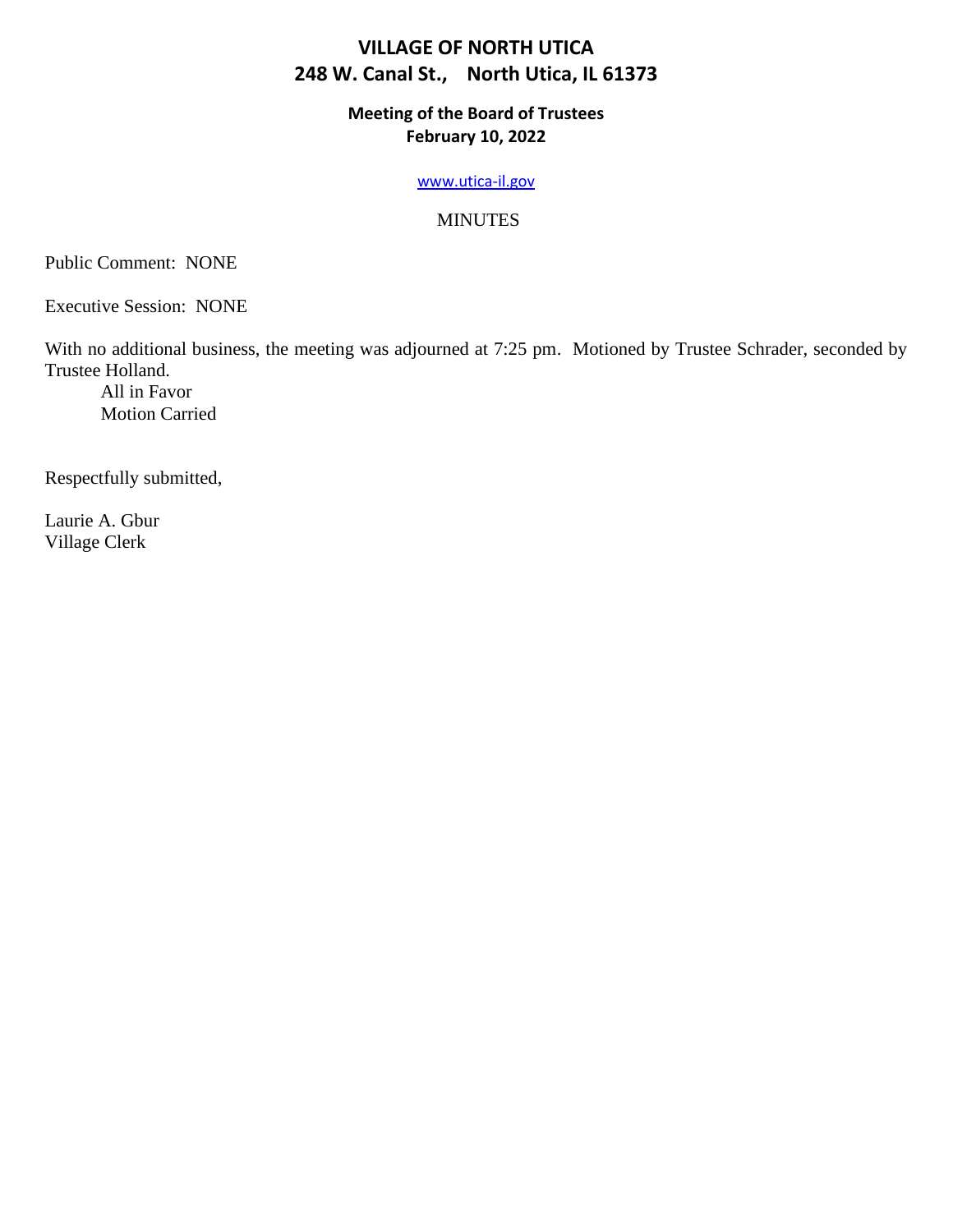# VILLAGE OF NORTH UTICA
## 248 W. Canal St., North Utica, IL 61373

**Meeting of the Board of Trustees**
**February 10, 2022**

www.utica-il.gov

MINUTES

Public Comment: NONE

Executive Session: NONE

With no additional business, the meeting was adjourned at 7:25 pm. Motioned by Trustee Schrader, seconded by Trustee Holland.

All in Favor
Motion Carried

Respectfully submitted,

Laurie A. Gbur
Village Clerk